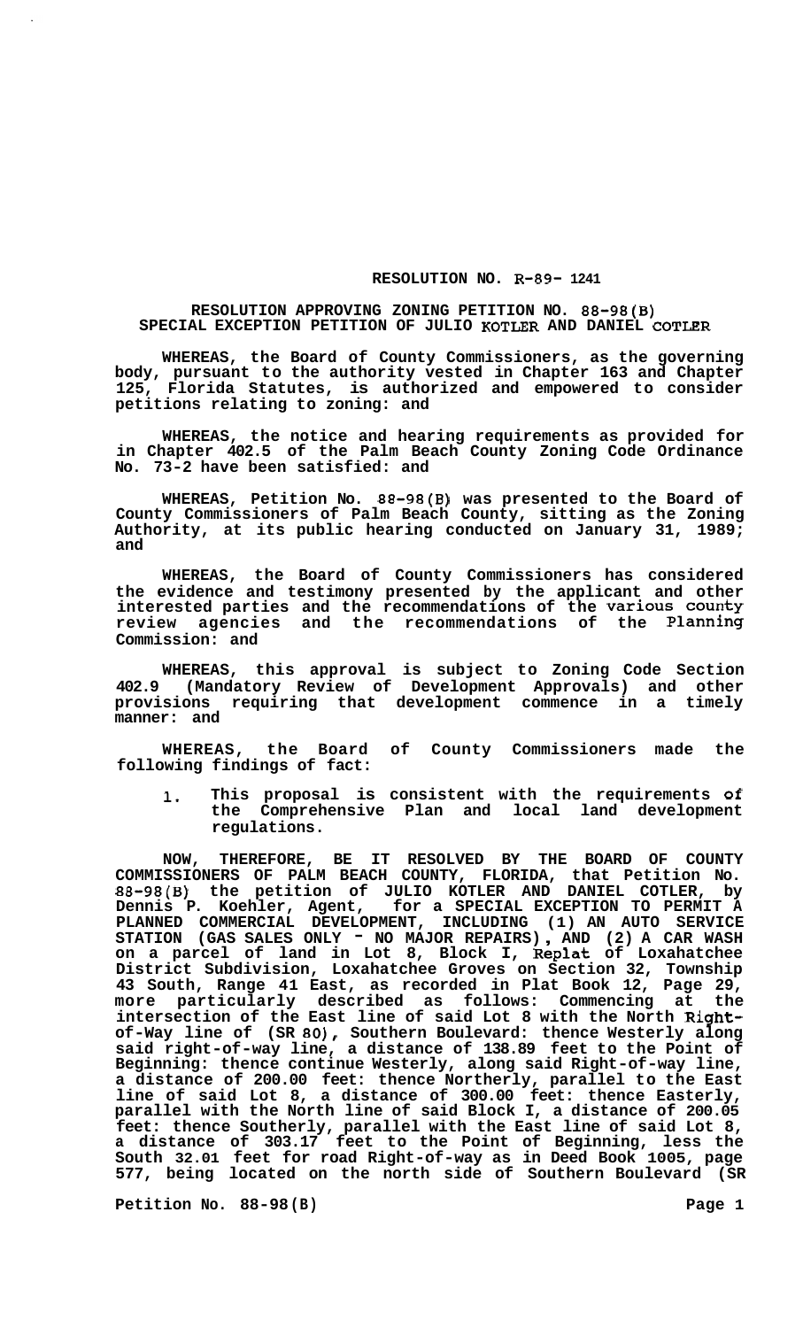**RESOLUTION NO. R-89- 1241**

**RESOLUTION APPROVING ZONING PETITION NO. 88-98(B) SPECIAL EXCEPTION PETITION OF JULIO KOTLER AND DANIEL COTLER**

**WHEREAS, the Board of County Commissioners, as the governing body, pursuant to the authority vested in Chapter 163 and Chapter 125, Florida Statutes, is authorized and empowered to consider petitions relating to zoning: and**

**WHEREAS, the notice and hearing requirements as provided for in Chapter 402.5 of the Palm Beach County Zoning Code Ordinance No. 73-2 have been satisfied: and**

**WHEREAS, Petition No. 88-98(B) was presented to the Board of County Commissioners of Palm Beach County, sitting as the Zoning Authority, at its public hearing conducted on January 31, 1989; and**

**WHEREAS, the Board of County Commissioners has considered the evidence and testimony presented by the applicant and other interested parties and the recommendations of the various county review agencies and the recommendations of the Planning Commission: and**

**WHEREAS, this approval is subject to Zoning Code Section 402.9 (Mandatory Review of Development Approvals) and other provisions requiring that development commence in a timely manner: and**

**WHEREAS, the Board of County Commissioners made the following findings of fact:**

1. **This proposal is consistent with the requirements of the Comprehensive Plan and local land development regulations.**

**NOW, THEREFORE, BE IT RESOLVED BY THE BOARD OF COUNTY COMMISSIONERS OF PALM BEACH COUNTY, FLORIDA, that Petition No. 88-98(B) the petition of JULIO KOTLER AND DANIEL COTLER, by Dennis P. Koehler, Agent, for a SPECIAL EXCEPTION TO PERMIT A PLANNED COMMERCIAL DEVELOPMENT, INCLUDING (1) AN AUTO SERVICE STATION (GAS SALES ONLY - NO MAJOR REPAIRS), AND (2) A CAR WASH on a parcel of land in Lot 8, Block I, Replat of Loxahatchee District Subdivision, Loxahatchee Groves on Section 32, Township 43 South, Range 41 East, as recorded in Plat Book 12, Page 29, more particularly described as follows: Commencing at the intersection of the East line of said Lot 8 with the North Right-of-Way line of (SR 80), Southern Boulevard: thence Westerly along said right-of-way line, a distance of 138.89 feet to the Point of Beginning: thence continue Westerly, along said Right-of-way line, a distance of 200.00 feet: thence Northerly, parallel to the East line of said Lot 8, a distance of 300.00 feet: thence Easterly, parallel with the North line of said Block I, a distance of 200.05 feet: thence Southerly, parallel with the East line of said Lot 8, a distance of 303.17 feet to the Point of Beginning, less the South 32.01 feet for road Right-of-way as in Deed Book 1005, page 577, being located on the north side of Southern Boulevard (SR**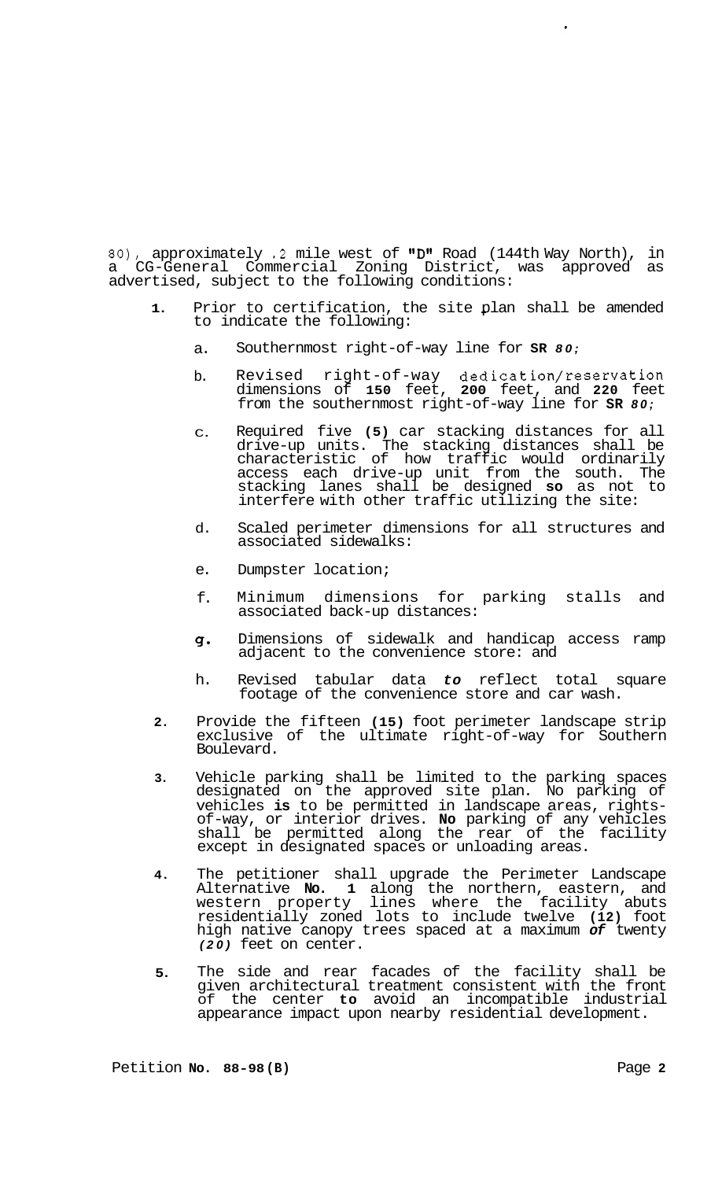80), approximately .2 mile west of "D" Road (144th Way North), in a CG-General Commercial Zoning District, was approved as advertised, subject to the following conditions:

1. Prior to certification, the site plan shall be amended to indicate the following:

   a. Southernmost right-of-way line for **SR** *80*;

   b. Revised right-of-way dedication/reservation dimensions of **150** feet, **200** feet, and **220** feet from the southernmost right-of-way line for **SR** *80*;

   c. Required five **(5)** car stacking distances for all drive-up units. The stacking distances shall be characteristic of how traffic would ordinarily access each drive-up unit from the south. The stacking lanes shall be designed **so** as not to interfere with other traffic utilizing the site:

   d. Scaled perimeter dimensions for all structures and associated sidewalks:

   e. Dumpster location;

   f. Minimum dimensions for parking stalls and associated back-up distances:

   g. Dimensions of sidewalk and handicap access ramp adjacent to the convenience store: and

   h. Revised tabular data *to* reflect total square footage of the convenience store and car wash.

2. Provide the fifteen **(15)** foot perimeter landscape strip exclusive of the ultimate right-of-way for Southern Boulevard.

3. Vehicle parking shall be limited to the parking spaces designated on the approved site plan. No parking of vehicles **is** to be permitted in landscape areas, rights-of-way, or interior drives. **No** parking of any vehicles shall be permitted along the rear of the facility except in designated spaces or unloading areas.

4. The petitioner shall upgrade the Perimeter Landscape Alternative **No. 1** along the northern, eastern, and western property lines where the facility abuts residentially zoned lots to include twelve **(12)** foot high native canopy trees spaced at a maximum *of* twenty *(20)* feet on center.

5. The side and rear facades of the facility shall be given architectural treatment consistent with the front of the center **to** avoid an incompatible industrial appearance impact upon nearby residential development.

Petition **No. 88-98(B)**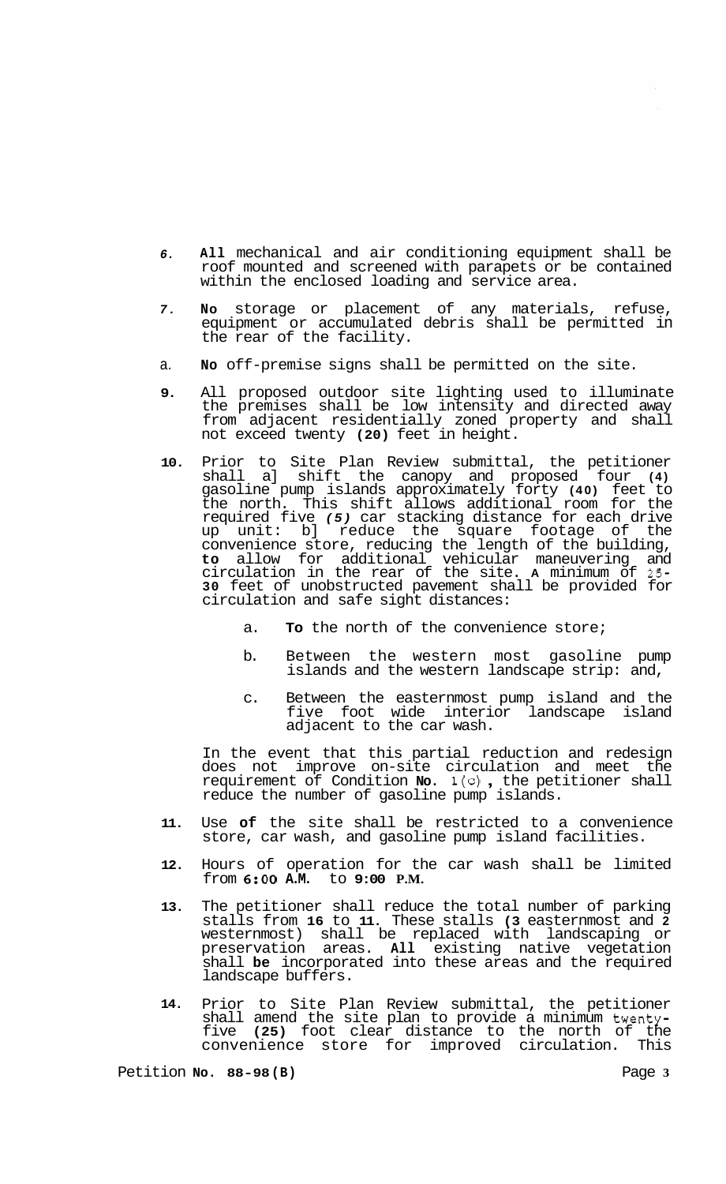6. **All** mechanical and air conditioning equipment shall be roof mounted and screened with parapets or be contained within the enclosed loading and service area.

7. **No** storage or placement of any materials, refuse, equipment or accumulated debris shall be permitted in the rear of the facility.

a. **No** off-premise signs shall be permitted on the site.

9. All proposed outdoor site lighting used to illuminate the premises shall be low intensity and directed away from adjacent residentially zoned property and shall not exceed twenty **(20)** feet in height.

10. Prior to Site Plan Review submittal, the petitioner shall a] shift the canopy and proposed four **(4)** gasoline pump islands approximately forty **(40)** feet to the north. This shift allows additional room for the required five *(5)* car stacking distance for each drive up unit: b] reduce the square footage of the convenience store, reducing the length of the building, **to** allow for additional vehicular maneuvering and circulation in the rear of the site. **A** minimum of 25-**30** feet of unobstructed pavement shall be provided for circulation and safe sight distances:

    a. **To** the north of the convenience store;

    b. Between the western most gasoline pump islands and the western landscape strip: and,

    c. Between the easternmost pump island and the five foot wide interior landscape island adjacent to the car wash.

    In the event that this partial reduction and redesign does not improve on-site circulation and meet the requirement of Condition **No**. 1(c), the petitioner shall reduce the number of gasoline pump islands.

11. Use **of** the site shall be restricted to a convenience store, car wash, and gasoline pump island facilities.

12. Hours of operation for the car wash shall be limited from **6:00 A.M.** to **9:00 P.M.**

13. The petitioner shall reduce the total number of parking stalls from **16** to **11**. These stalls **(3** easternmost and **2** westernmost) shall be replaced with landscaping or preservation areas. **All** existing native vegetation shall **be** incorporated into these areas and the required landscape buffers.

14. Prior to Site Plan Review submittal, the petitioner shall amend the site plan to provide a minimum twenty-five **(25)** foot clear distance to the north of the convenience store for improved circulation. This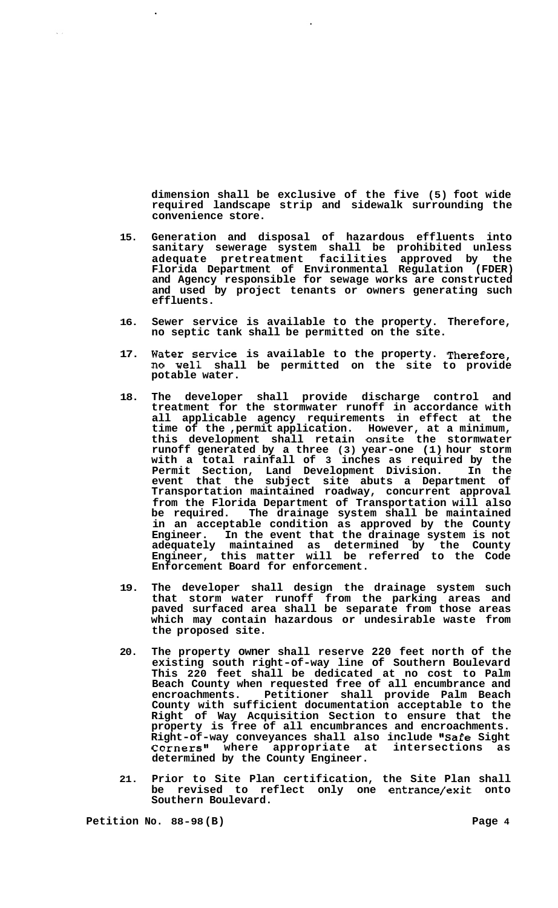dimension shall be exclusive of the five (5) foot wide required landscape strip and sidewalk surrounding the convenience store.

15. Generation and disposal of hazardous effluents into sanitary sewerage system shall be prohibited unless adequate pretreatment facilities approved by the Florida Department of Environmental Regulation (FDER) and Agency responsible for sewage works are constructed and used by project tenants or owners generating such effluents.

16. Sewer service is available to the property. Therefore, no septic tank shall be permitted on the site.

17. Water service is available to the property. Therefore, no well shall be permitted on the site to provide potable water.

18. The developer shall provide discharge control and treatment for the stormwater runoff in accordance with all applicable agency requirements in effect at the time of the ,permit application. However, at a minimum, this development shall retain onsite the stormwater runoff generated by a three (3) year-one (1) hour storm with a total rainfall of 3 inches as required by the Permit Section, Land Development Division. In the event that the subject site abuts a Department of Transportation maintained roadway, concurrent approval from the Florida Department of Transportation will also be required. The drainage system shall be maintained in an acceptable condition as approved by the County Engineer. In the event that the drainage system is not adequately maintained as determined by the County Engineer, this matter will be referred to the Code Enforcement Board for enforcement.

19. The developer shall design the drainage system such that storm water runoff from the parking areas and paved surfaced area shall be separate from those areas which may contain hazardous or undesirable waste from the proposed site.

20. The property owner shall reserve 220 feet north of the existing south right-of-way line of Southern Boulevard This 220 feet shall be dedicated at no cost to Palm Beach County when requested free of all encumbrance and encroachments. Petitioner shall provide Palm Beach County with sufficient documentation acceptable to the Right of Way Acquisition Section to ensure that the property is free of all encumbrances and encroachments. Right-of-way conveyances shall also include "Safe Sight Corners" where appropriate at intersections as determined by the County Engineer.

21. Prior to Site Plan certification, the Site Plan shall be revised to reflect only one entrance/exit onto Southern Boulevard.

Petition No. 88-98(B)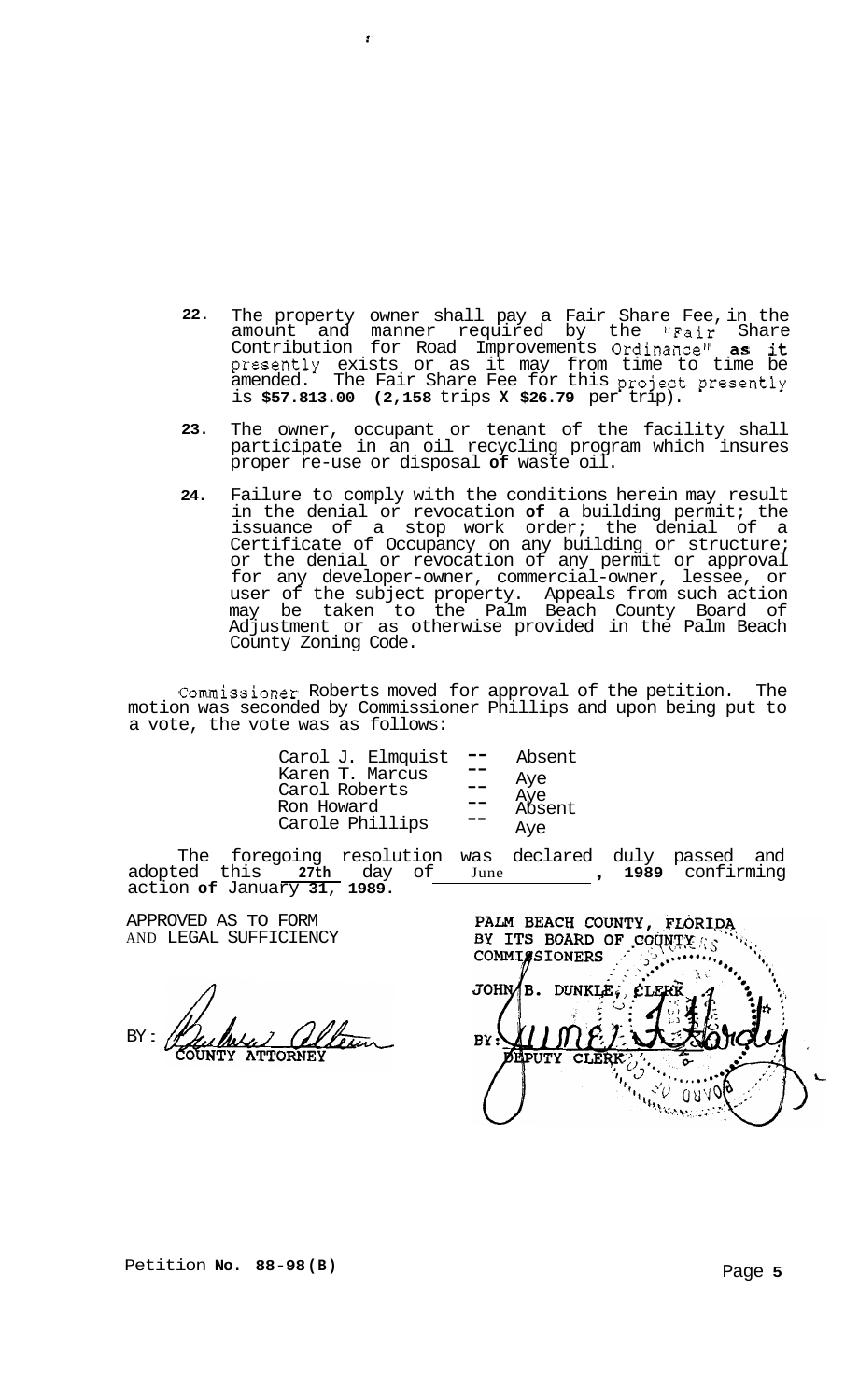22. The property owner shall pay a Fair Share Fee, in the amount and manner required by the "Fair Share Contribution for Road Improvements Ordinance" as it presently exists or as it may from time to time be amended. The Fair Share Fee for this project presently is **$57.813.00 (2,158** trips **X $26.79** per trip).

23. The owner, occupant or tenant of the facility shall participate in an oil recycling program which insures proper re-use or disposal **of** waste oil.

24. Failure to comply with the conditions herein may result in the denial or revocation **of** a building permit; the issuance of a stop work order; the denial of a Certificate of Occupancy on any building or structure; or the denial or revocation of any permit or approval for any developer-owner, commercial-owner, lessee, or user of the subject property. Appeals from such action may be taken to the Palm Beach County Board of Adjustment or as otherwise provided in the Palm Beach County Zoning Code.

Commissioner Roberts moved for approval of the petition. The motion was seconded by Commissioner Phillips and upon being put to a vote, the vote was as follows:

| | | |
|---|---|---|
| Carol J. Elmquist | -- | Absent |
| Karen T. Marcus | -- | Aye |
| Carol Roberts | -- | Aye |
| Ron Howard | -- | Absent |
| Carole Phillips | -- | Aye |

The foregoing resolution was declared duly passed and adopted this **27th** day of June, **1989** confirming action **of** January **31, 1989**.

APPROVED AS TO FORM
AND LEGAL SUFFICIENCY

BY: COUNTY ATTORNEY

PALM BEACH COUNTY, FLORIDA
BY ITS BOARD OF COUNTY COMMISSIONERS

JOHN B. DUNKLE, CLERK

BY: DEPUTY CLERK

Petition **No. 88-98(B)**